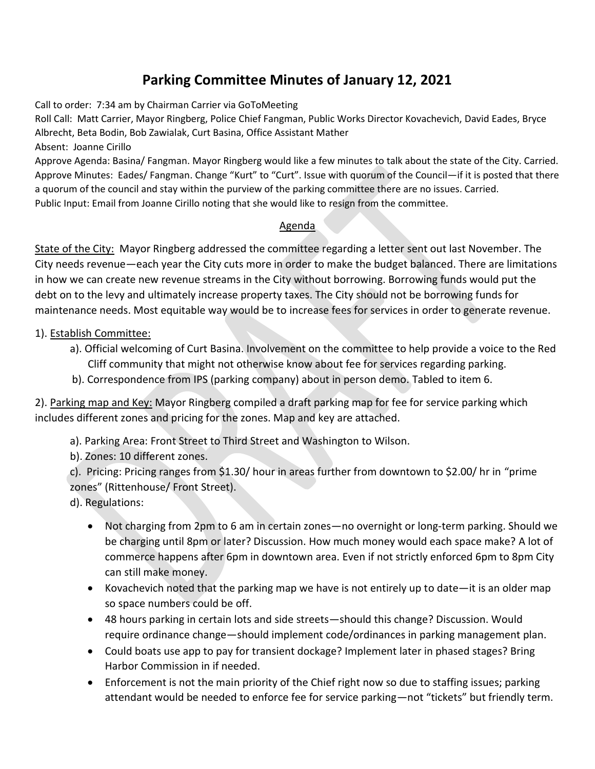# Parking Committee Minutes of January 12, 2021

Call to order: 7:34 am by Chairman Carrier via GoToMeeting

Roll Call: Matt Carrier, Mayor Ringberg, Police Chief Fangman, Public Works Director Kovachevich, David Eades, Bryce Albrecht, Beta Bodin, Bob Zawialak, Curt Basina, Office Assistant Mather

Absent: Joanne Cirillo

Approve Agenda: Basina/ Fangman. Mayor Ringberg would like a few minutes to talk about the state of the City. Carried.

Approve Minutes: Eades/ Fangman. Change "Kurt" to "Curt". Issue with quorum of the Council—if it is posted that there a quorum of the council and stay within the purview of the parking committee there are no issues. Carried.

Public Input: Email from Joanne Cirillo noting that she would like to resign from the committee.

## Agenda

State of the City: Mayor Ringberg addressed the committee regarding a letter sent out last November. The City needs revenue—each year the City cuts more in order to make the budget balanced. There are limitations in how we can create new revenue streams in the City without borrowing. Borrowing funds would put the debt on to the levy and ultimately increase property taxes. The City should not be borrowing funds for maintenance needs. Most equitable way would be to increase fees for services in order to generate revenue.

1). Establish Committee:

a). Official welcoming of Curt Basina. Involvement on the committee to help provide a voice to the Red Cliff community that might not otherwise know about fee for services regarding parking.

b). Correspondence from IPS (parking company) about in person demo. Tabled to item 6.

2). Parking map and Key: Mayor Ringberg compiled a draft parking map for fee for service parking which includes different zones and pricing for the zones. Map and key are attached.

a). Parking Area: Front Street to Third Street and Washington to Wilson.

b). Zones: 10 different zones.

c). Pricing: Pricing ranges from $1.30/ hour in areas further from downtown to $2.00/ hr in "prime zones" (Rittenhouse/ Front Street).

d). Regulations:

- Not charging from 2pm to 6 am in certain zones—no overnight or long-term parking. Should we be charging until 8pm or later? Discussion. How much money would each space make? A lot of commerce happens after 6pm in downtown area. Even if not strictly enforced 6pm to 8pm City can still make money.
- Kovachevich noted that the parking map we have is not entirely up to date—it is an older map so space numbers could be off.
- 48 hours parking in certain lots and side streets—should this change? Discussion. Would require ordinance change—should implement code/ordinances in parking management plan.
- Could boats use app to pay for transient dockage? Implement later in phased stages? Bring Harbor Commission in if needed.
- Enforcement is not the main priority of the Chief right now so due to staffing issues; parking attendant would be needed to enforce fee for service parking—not "tickets" but friendly term.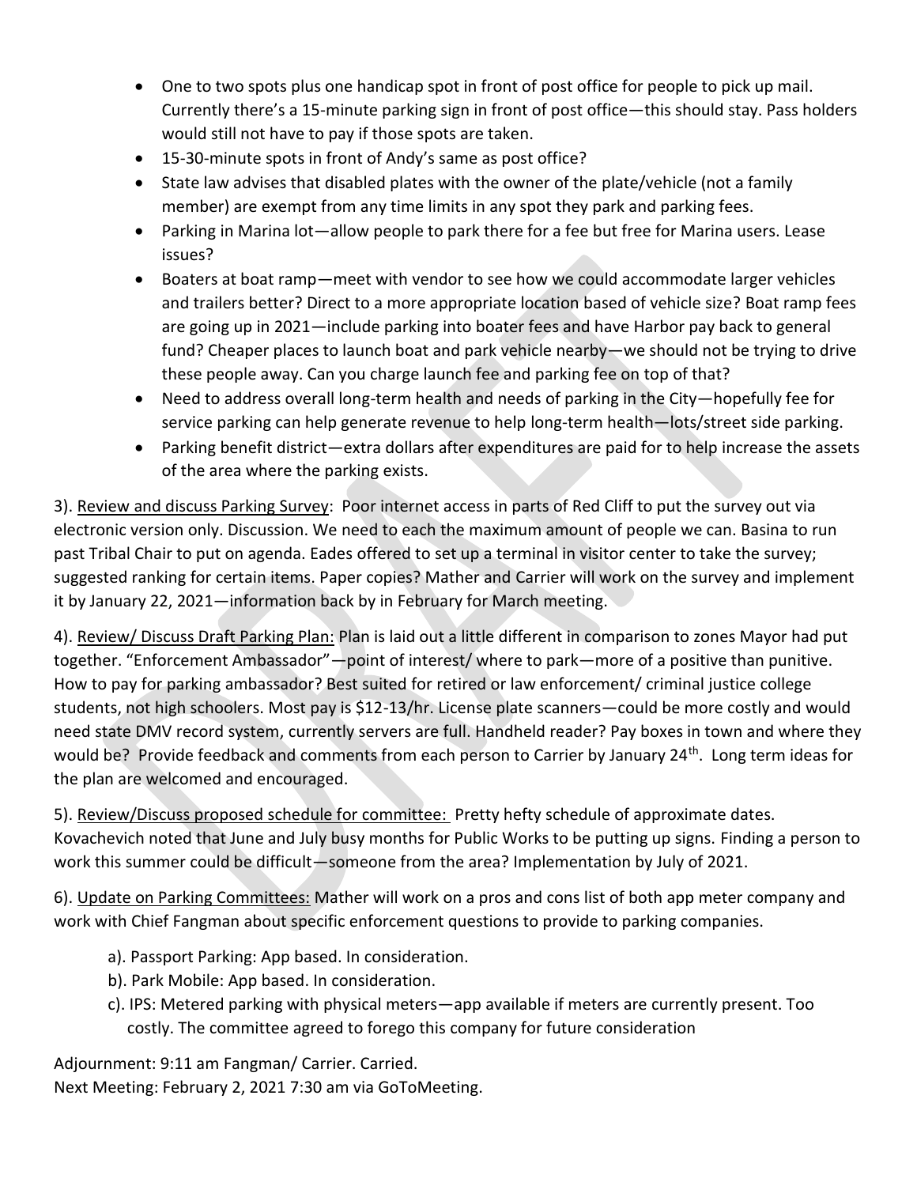- One to two spots plus one handicap spot in front of post office for people to pick up mail. Currently there's a 15-minute parking sign in front of post office—this should stay. Pass holders would still not have to pay if those spots are taken.
- 15-30-minute spots in front of Andy's same as post office?
- State law advises that disabled plates with the owner of the plate/vehicle (not a family member) are exempt from any time limits in any spot they park and parking fees.
- Parking in Marina lot—allow people to park there for a fee but free for Marina users. Lease issues?
- Boaters at boat ramp—meet with vendor to see how we could accommodate larger vehicles and trailers better? Direct to a more appropriate location based of vehicle size? Boat ramp fees are going up in 2021—include parking into boater fees and have Harbor pay back to general fund? Cheaper places to launch boat and park vehicle nearby—we should not be trying to drive these people away. Can you charge launch fee and parking fee on top of that?
- Need to address overall long-term health and needs of parking in the City—hopefully fee for service parking can help generate revenue to help long-term health—lots/street side parking.
- Parking benefit district—extra dollars after expenditures are paid for to help increase the assets of the area where the parking exists.

3). Review and discuss Parking Survey: Poor internet access in parts of Red Cliff to put the survey out via electronic version only. Discussion. We need to each the maximum amount of people we can. Basina to run past Tribal Chair to put on agenda. Eades offered to set up a terminal in visitor center to take the survey; suggested ranking for certain items. Paper copies? Mather and Carrier will work on the survey and implement it by January 22, 2021—information back by in February for March meeting.

4). Review/ Discuss Draft Parking Plan: Plan is laid out a little different in comparison to zones Mayor had put together. "Enforcement Ambassador"—point of interest/ where to park—more of a positive than punitive. How to pay for parking ambassador? Best suited for retired or law enforcement/ criminal justice college students, not high schoolers. Most pay is $12-13/hr. License plate scanners—could be more costly and would need state DMV record system, currently servers are full. Handheld reader? Pay boxes in town and where they would be? Provide feedback and comments from each person to Carrier by January 24th. Long term ideas for the plan are welcomed and encouraged.

5). Review/Discuss proposed schedule for committee: Pretty hefty schedule of approximate dates. Kovachevich noted that June and July busy months for Public Works to be putting up signs. Finding a person to work this summer could be difficult—someone from the area? Implementation by July of 2021.

6). Update on Parking Committees: Mather will work on a pros and cons list of both app meter company and work with Chief Fangman about specific enforcement questions to provide to parking companies.

a). Passport Parking: App based. In consideration.

b). Park Mobile: App based. In consideration.

c). IPS: Metered parking with physical meters—app available if meters are currently present. Too costly. The committee agreed to forego this company for future consideration

Adjournment: 9:11 am Fangman/ Carrier. Carried.
Next Meeting: February 2, 2021 7:30 am via GoToMeeting.